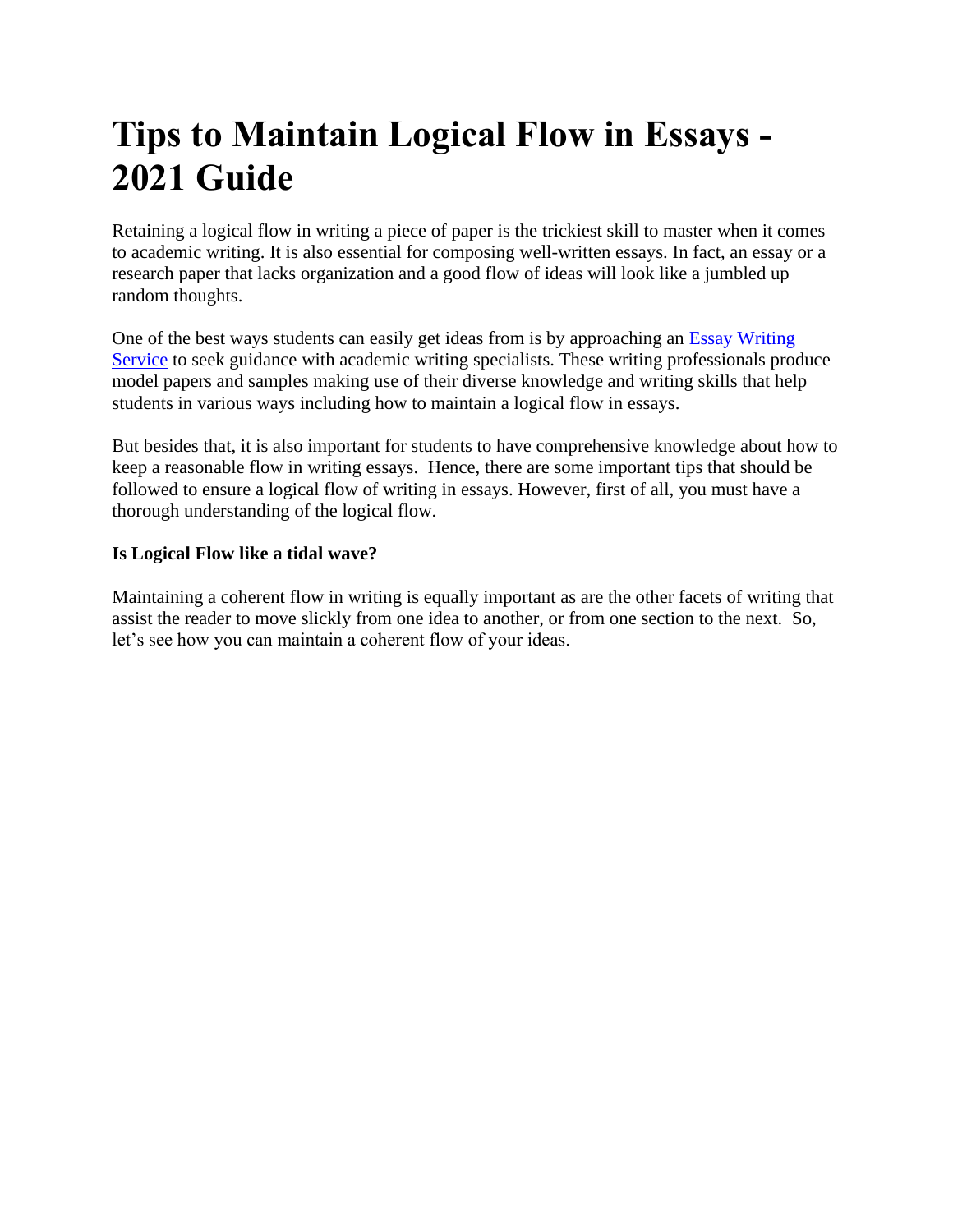# Tips to Maintain Logical Flow in Essays - 2021 Guide

Retaining a logical flow in writing a piece of paper is the trickiest skill to master when it comes to academic writing. It is also essential for composing well-written essays. In fact, an essay or a research paper that lacks organization and a good flow of ideas will look like a jumbled up random thoughts.

One of the best ways students can easily get ideas from is by approaching an [Essay Writing Service] to seek guidance with academic writing specialists. These writing professionals produce model papers and samples making use of their diverse knowledge and writing skills that help students in various ways including how to maintain a logical flow in essays.

But besides that, it is also important for students to have comprehensive knowledge about how to keep a reasonable flow in writing essays. Hence, there are some important tips that should be followed to ensure a logical flow of writing in essays. However, first of all, you must have a thorough understanding of the logical flow.

**Is Logical Flow like a tidal wave?**

Maintaining a coherent flow in writing is equally important as are the other facets of writing that assist the reader to move slickly from one idea to another, or from one section to the next. So, let's see how you can maintain a coherent flow of your ideas.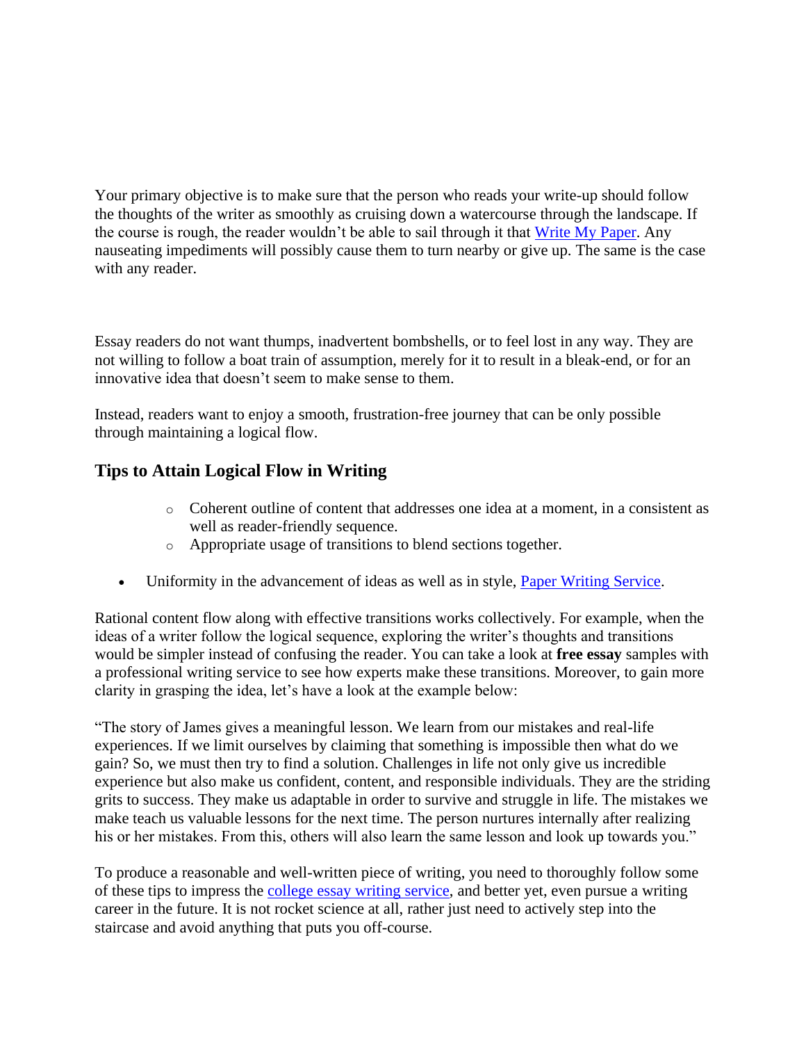Your primary objective is to make sure that the person who reads your write-up should follow the thoughts of the writer as smoothly as cruising down a watercourse through the landscape. If the course is rough, the reader wouldn't be able to sail through it that [Write My Paper](). Any nauseating impediments will possibly cause them to turn nearby or give up. The same is the case with any reader.

Essay readers do not want thumps, inadvertent bombshells, or to feel lost in any way. They are not willing to follow a boat train of assumption, merely for it to result in a bleak-end, or for an innovative idea that doesn't seem to make sense to them.

Instead, readers want to enjoy a smooth, frustration-free journey that can be only possible through maintaining a logical flow.

### Tips to Attain Logical Flow in Writing

- Coherent outline of content that addresses one idea at a moment, in a consistent as well as reader-friendly sequence.
- Appropriate usage of transitions to blend sections together.

- Uniformity in the advancement of ideas as well as in style, [Paper Writing Service]().

Rational content flow along with effective transitions works collectively. For example, when the ideas of a writer follow the logical sequence, exploring the writer's thoughts and transitions would be simpler instead of confusing the reader. You can take a look at **free essay** samples with a professional writing service to see how experts make these transitions. Moreover, to gain more clarity in grasping the idea, let's have a look at the example below:

"The story of James gives a meaningful lesson. We learn from our mistakes and real-life experiences. If we limit ourselves by claiming that something is impossible then what do we gain? So, we must then try to find a solution. Challenges in life not only give us incredible experience but also make us confident, content, and responsible individuals. They are the striding grits to success. They make us adaptable in order to survive and struggle in life. The mistakes we make teach us valuable lessons for the next time. The person nurtures internally after realizing his or her mistakes. From this, others will also learn the same lesson and look up towards you."

To produce a reasonable and well-written piece of writing, you need to thoroughly follow some of these tips to impress the [college essay writing service](), and better yet, even pursue a writing career in the future. It is not rocket science at all, rather just need to actively step into the staircase and avoid anything that puts you off-course.